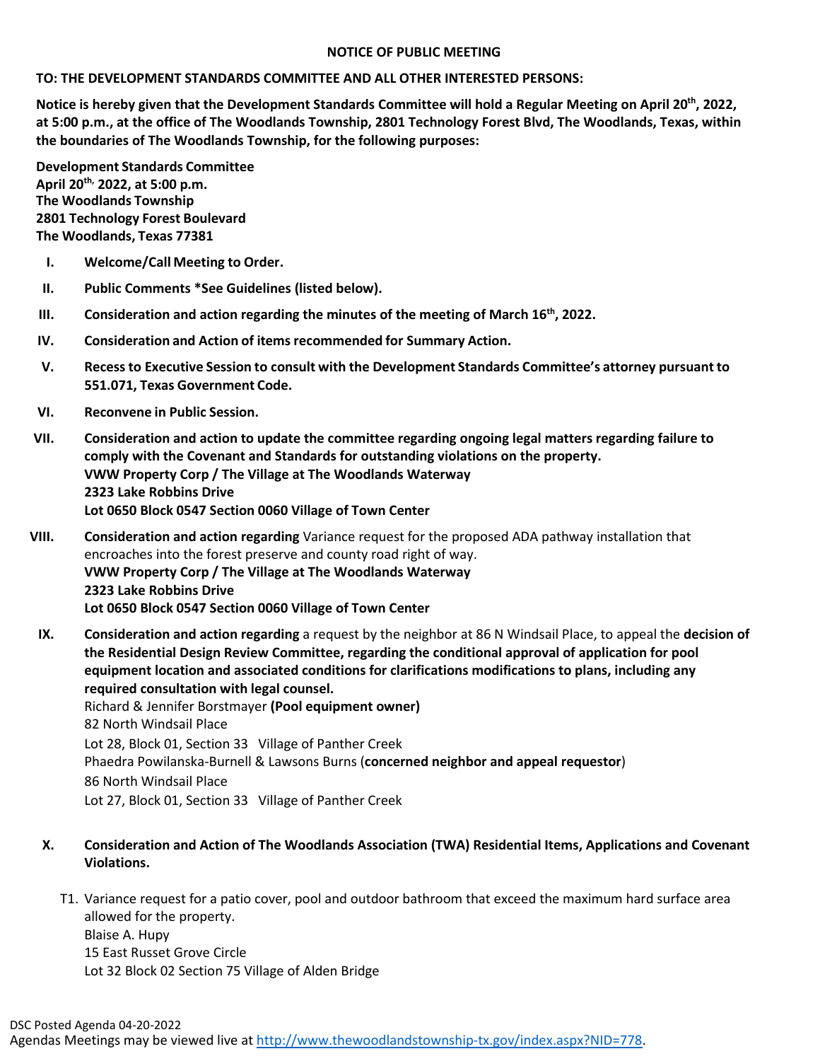**NOTICE OF PUBLIC MEETING**

**TO: THE DEVELOPMENT STANDARDS COMMITTEE AND ALL OTHER INTERESTED PERSONS:**

**Notice is hereby given that the Development Standards Committee will hold a Regular Meeting on April 20th, 2022, at 5:00 p.m., at the office of The Woodlands Township, 2801 Technology Forest Blvd, The Woodlands, Texas, within the boundaries of The Woodlands Township, for the following purposes:**

**Development Standards Committee**
**April 20th, 2022, at 5:00 p.m.**
**The Woodlands Township**
**2801 Technology Forest Boulevard**
**The Woodlands, Texas 77381**

I. **Welcome/Call Meeting to Order.**

II. **Public Comments *See Guidelines (listed below).**

III. **Consideration and action regarding the minutes of the meeting of March 16th, 2022.**

IV. **Consideration and Action of items recommended for Summary Action.**

V. **Recess to Executive Session to consult with the Development Standards Committee's attorney pursuant to 551.071, Texas Government Code.**

VI. **Reconvene in Public Session.**

VII. **Consideration and action to update the committee regarding ongoing legal matters regarding failure to comply with the Covenant and Standards for outstanding violations on the property.**
**VWW Property Corp / The Village at The Woodlands Waterway**
**2323 Lake Robbins Drive**
**Lot 0650 Block 0547 Section 0060 Village of Town Center**

VIII. **Consideration and action regarding** Variance request for the proposed ADA pathway installation that encroaches into the forest preserve and county road right of way.
**VWW Property Corp / The Village at The Woodlands Waterway**
**2323 Lake Robbins Drive**
**Lot 0650 Block 0547 Section 0060 Village of Town Center**

IX. **Consideration and action regarding** a request by the neighbor at 86 N Windsail Place, to appeal the **decision of the Residential Design Review Committee, regarding the conditional approval of application for pool equipment location and associated conditions for clarifications modifications to plans, including any required consultation with legal counsel.**
Richard & Jennifer Borstmayer **(Pool equipment owner)**
82 North Windsail Place
Lot 28, Block 01, Section 33 Village of Panther Creek
Phaedra Powilanska-Burnell & Lawsons Burns (**concerned neighbor and appeal requestor**)
86 North Windsail Place
Lot 27, Block 01, Section 33 Village of Panther Creek

X. **Consideration and Action of The Woodlands Association (TWA) Residential Items, Applications and Covenant Violations.**

T1. Variance request for a patio cover, pool and outdoor bathroom that exceed the maximum hard surface area allowed for the property.
Blaise A. Hupy
15 East Russet Grove Circle
Lot 32 Block 02 Section 75 Village of Alden Bridge

DSC Posted Agenda 04-20-2022
Agendas Meetings may be viewed live at http://www.thewoodlandstownship-tx.gov/index.aspx?NID=778.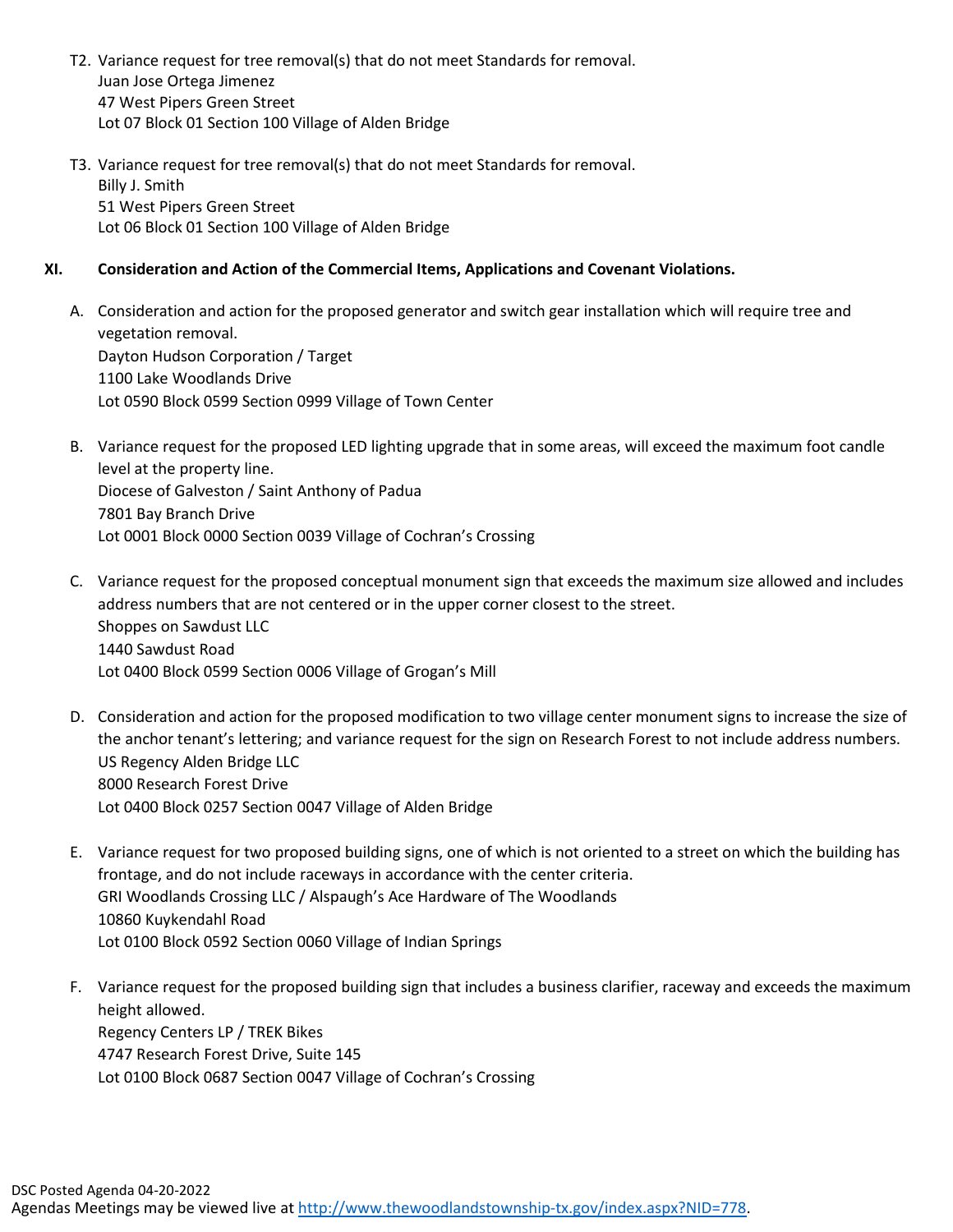T2. Variance request for tree removal(s) that do not meet Standards for removal.
Juan Jose Ortega Jimenez
47 West Pipers Green Street
Lot 07 Block 01 Section 100 Village of Alden Bridge

T3. Variance request for tree removal(s) that do not meet Standards for removal.
Billy J. Smith
51 West Pipers Green Street
Lot 06 Block 01 Section 100 Village of Alden Bridge

## XI. Consideration and Action of the Commercial Items, Applications and Covenant Violations.

A. Consideration and action for the proposed generator and switch gear installation which will require tree and vegetation removal.
Dayton Hudson Corporation / Target
1100 Lake Woodlands Drive
Lot 0590 Block 0599 Section 0999 Village of Town Center

B. Variance request for the proposed LED lighting upgrade that in some areas, will exceed the maximum foot candle level at the property line.
Diocese of Galveston / Saint Anthony of Padua
7801 Bay Branch Drive
Lot 0001 Block 0000 Section 0039 Village of Cochran's Crossing

C. Variance request for the proposed conceptual monument sign that exceeds the maximum size allowed and includes address numbers that are not centered or in the upper corner closest to the street.
Shoppes on Sawdust LLC
1440 Sawdust Road
Lot 0400 Block 0599 Section 0006 Village of Grogan's Mill

D. Consideration and action for the proposed modification to two village center monument signs to increase the size of the anchor tenant's lettering; and variance request for the sign on Research Forest to not include address numbers.
US Regency Alden Bridge LLC
8000 Research Forest Drive
Lot 0400 Block 0257 Section 0047 Village of Alden Bridge

E. Variance request for two proposed building signs, one of which is not oriented to a street on which the building has frontage, and do not include raceways in accordance with the center criteria.
GRI Woodlands Crossing LLC / Alspaugh's Ace Hardware of The Woodlands
10860 Kuykendahl Road
Lot 0100 Block 0592 Section 0060 Village of Indian Springs

F. Variance request for the proposed building sign that includes a business clarifier, raceway and exceeds the maximum height allowed.
Regency Centers LP / TREK Bikes
4747 Research Forest Drive, Suite 145
Lot 0100 Block 0687 Section 0047 Village of Cochran's Crossing

DSC Posted Agenda 04-20-2022
Agendas Meetings may be viewed live at http://www.thewoodlandstownship-tx.gov/index.aspx?NID=778.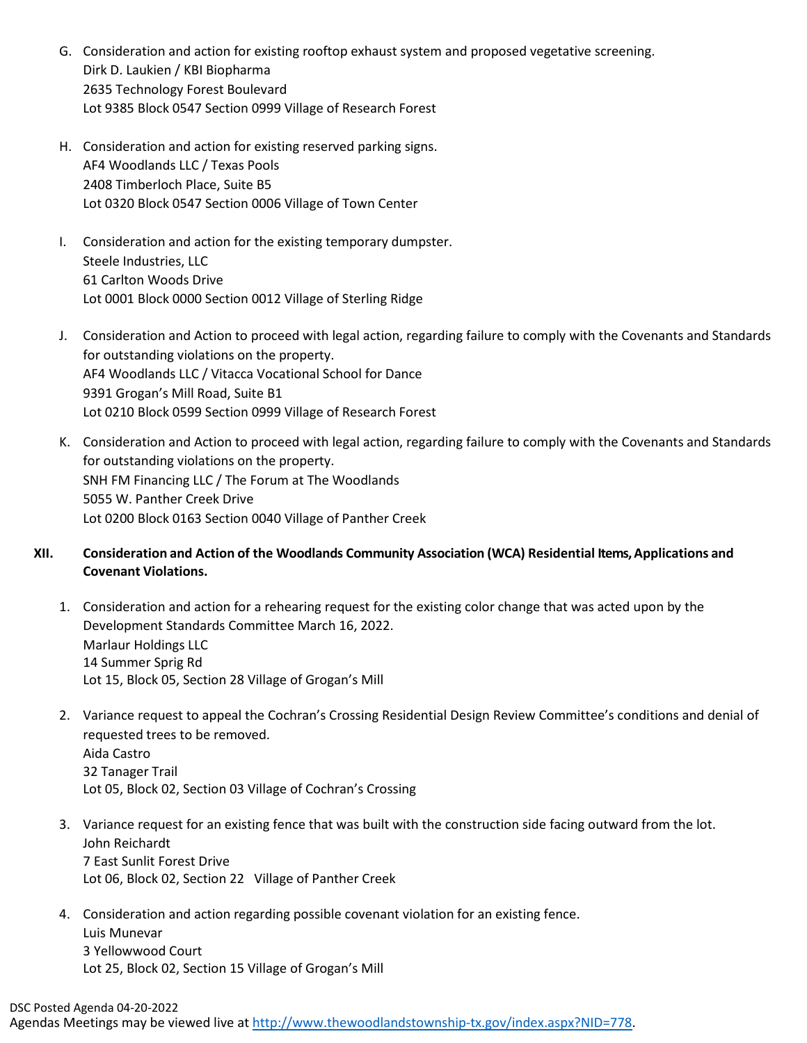G. Consideration and action for existing rooftop exhaust system and proposed vegetative screening.
   Dirk D. Laukien / KBI Biopharma
   2635 Technology Forest Boulevard
   Lot 9385 Block 0547 Section 0999 Village of Research Forest

H. Consideration and action for existing reserved parking signs.
   AF4 Woodlands LLC / Texas Pools
   2408 Timberloch Place, Suite B5
   Lot 0320 Block 0547 Section 0006 Village of Town Center

I. Consideration and action for the existing temporary dumpster.
   Steele Industries, LLC
   61 Carlton Woods Drive
   Lot 0001 Block 0000 Section 0012 Village of Sterling Ridge

J. Consideration and Action to proceed with legal action, regarding failure to comply with the Covenants and Standards for outstanding violations on the property.
   AF4 Woodlands LLC / Vitacca Vocational School for Dance
   9391 Grogan's Mill Road, Suite B1
   Lot 0210 Block 0599 Section 0999 Village of Research Forest

K. Consideration and Action to proceed with legal action, regarding failure to comply with the Covenants and Standards for outstanding violations on the property.
   SNH FM Financing LLC / The Forum at The Woodlands
   5055 W. Panther Creek Drive
   Lot 0200 Block 0163 Section 0040 Village of Panther Creek

**XII. Consideration and Action of the Woodlands Community Association (WCA) Residential Items, Applications and Covenant Violations.**

1. Consideration and action for a rehearing request for the existing color change that was acted upon by the Development Standards Committee March 16, 2022.
   Marlaur Holdings LLC
   14 Summer Sprig Rd
   Lot 15, Block 05, Section 28 Village of Grogan's Mill

2. Variance request to appeal the Cochran's Crossing Residential Design Review Committee's conditions and denial of requested trees to be removed.
   Aida Castro
   32 Tanager Trail
   Lot 05, Block 02, Section 03 Village of Cochran's Crossing

3. Variance request for an existing fence that was built with the construction side facing outward from the lot.
   John Reichardt
   7 East Sunlit Forest Drive
   Lot 06, Block 02, Section 22 Village of Panther Creek

4. Consideration and action regarding possible covenant violation for an existing fence.
   Luis Munevar
   3 Yellowwood Court
   Lot 25, Block 02, Section 15 Village of Grogan's Mill

DSC Posted Agenda 04-20-2022
Agendas Meetings may be viewed live at http://www.thewoodlandstownship-tx.gov/index.aspx?NID=778.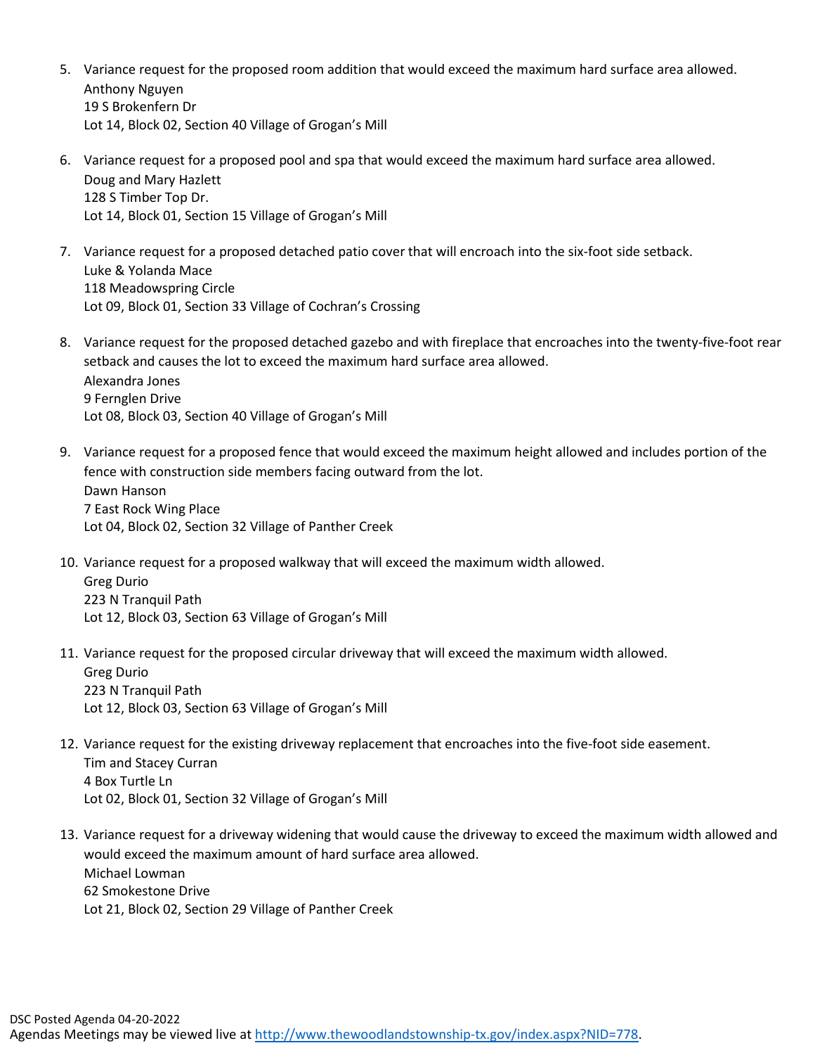5. Variance request for the proposed room addition that would exceed the maximum hard surface area allowed.
   Anthony Nguyen
   19 S Brokenfern Dr
   Lot 14, Block 02, Section 40 Village of Grogan's Mill

6. Variance request for a proposed pool and spa that would exceed the maximum hard surface area allowed.
   Doug and Mary Hazlett
   128 S Timber Top Dr.
   Lot 14, Block 01, Section 15 Village of Grogan's Mill

7. Variance request for a proposed detached patio cover that will encroach into the six-foot side setback.
   Luke & Yolanda Mace
   118 Meadowspring Circle
   Lot 09, Block 01, Section 33 Village of Cochran's Crossing

8. Variance request for the proposed detached gazebo and with fireplace that encroaches into the twenty-five-foot rear setback and causes the lot to exceed the maximum hard surface area allowed.
   Alexandra Jones
   9 Fernglen Drive
   Lot 08, Block 03, Section 40 Village of Grogan's Mill

9. Variance request for a proposed fence that would exceed the maximum height allowed and includes portion of the fence with construction side members facing outward from the lot.
   Dawn Hanson
   7 East Rock Wing Place
   Lot 04, Block 02, Section 32 Village of Panther Creek

10. Variance request for a proposed walkway that will exceed the maximum width allowed.
    Greg Durio
    223 N Tranquil Path
    Lot 12, Block 03, Section 63 Village of Grogan's Mill

11. Variance request for the proposed circular driveway that will exceed the maximum width allowed.
    Greg Durio
    223 N Tranquil Path
    Lot 12, Block 03, Section 63 Village of Grogan's Mill

12. Variance request for the existing driveway replacement that encroaches into the five-foot side easement.
    Tim and Stacey Curran
    4 Box Turtle Ln
    Lot 02, Block 01, Section 32 Village of Grogan's Mill

13. Variance request for a driveway widening that would cause the driveway to exceed the maximum width allowed and would exceed the maximum amount of hard surface area allowed.
    Michael Lowman
    62 Smokestone Drive
    Lot 21, Block 02, Section 29 Village of Panther Creek

DSC Posted Agenda 04-20-2022
Agendas Meetings may be viewed live at http://www.thewoodlandstownship-tx.gov/index.aspx?NID=778.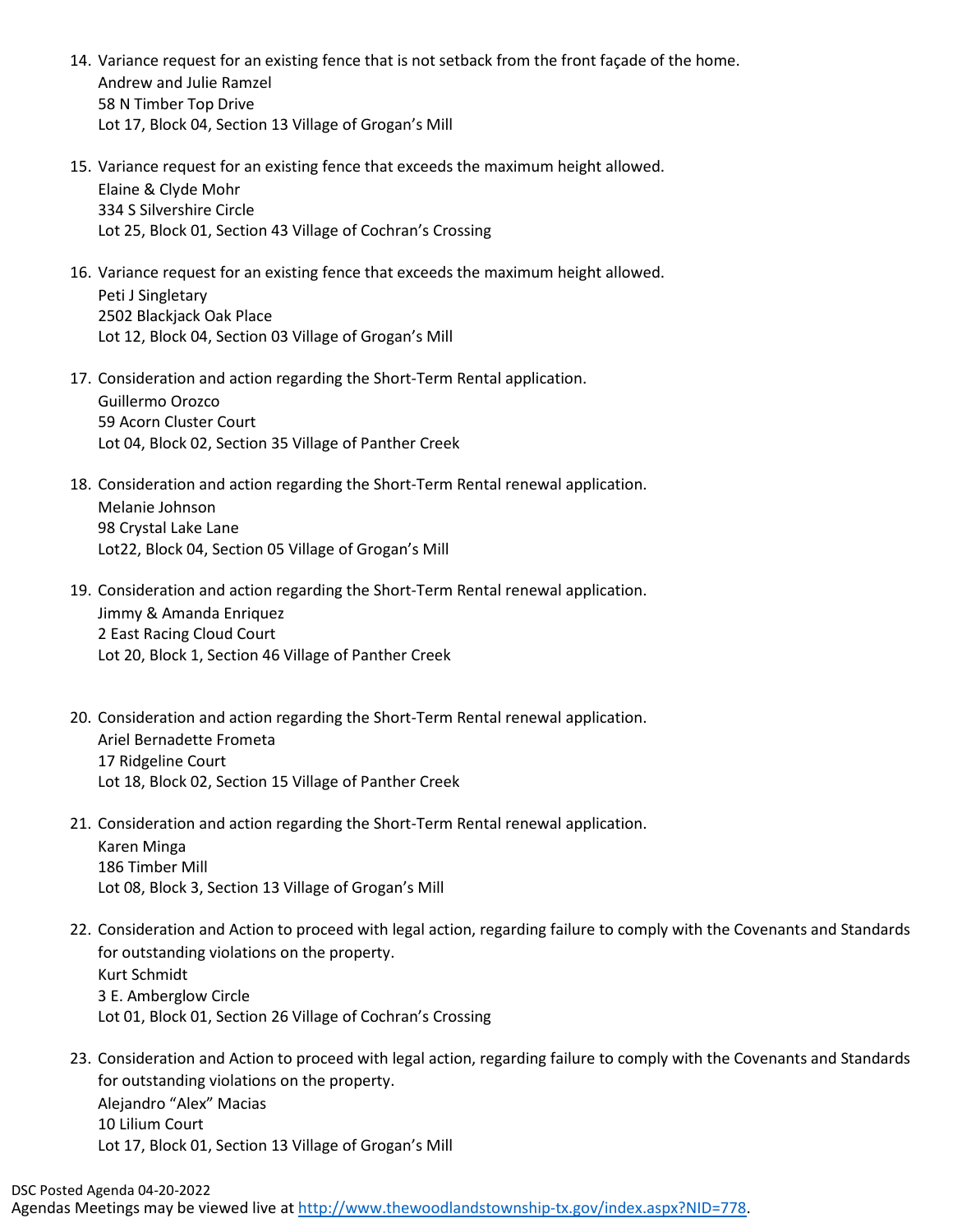14. Variance request for an existing fence that is not setback from the front façade of the home.
    Andrew and Julie Ramzel
    58 N Timber Top Drive
    Lot 17, Block 04, Section 13 Village of Grogan's Mill

15. Variance request for an existing fence that exceeds the maximum height allowed.
    Elaine & Clyde Mohr
    334 S Silvershire Circle
    Lot 25, Block 01, Section 43 Village of Cochran's Crossing

16. Variance request for an existing fence that exceeds the maximum height allowed.
    Peti J Singletary
    2502 Blackjack Oak Place
    Lot 12, Block 04, Section 03 Village of Grogan's Mill

17. Consideration and action regarding the Short-Term Rental application.
    Guillermo Orozco
    59 Acorn Cluster Court
    Lot 04, Block 02, Section 35 Village of Panther Creek

18. Consideration and action regarding the Short-Term Rental renewal application.
    Melanie Johnson
    98 Crystal Lake Lane
    Lot22, Block 04, Section 05 Village of Grogan's Mill

19. Consideration and action regarding the Short-Term Rental renewal application.
    Jimmy & Amanda Enriquez
    2 East Racing Cloud Court
    Lot 20, Block 1, Section 46 Village of Panther Creek

20. Consideration and action regarding the Short-Term Rental renewal application.
    Ariel Bernadette Frometa
    17 Ridgeline Court
    Lot 18, Block 02, Section 15 Village of Panther Creek

21. Consideration and action regarding the Short-Term Rental renewal application.
    Karen Minga
    186 Timber Mill
    Lot 08, Block 3, Section 13 Village of Grogan's Mill

22. Consideration and Action to proceed with legal action, regarding failure to comply with the Covenants and Standards for outstanding violations on the property.
    Kurt Schmidt
    3 E. Amberglow Circle
    Lot 01, Block 01, Section 26 Village of Cochran's Crossing

23. Consideration and Action to proceed with legal action, regarding failure to comply with the Covenants and Standards for outstanding violations on the property.
    Alejandro "Alex" Macias
    10 Lilium Court
    Lot 17, Block 01, Section 13 Village of Grogan's Mill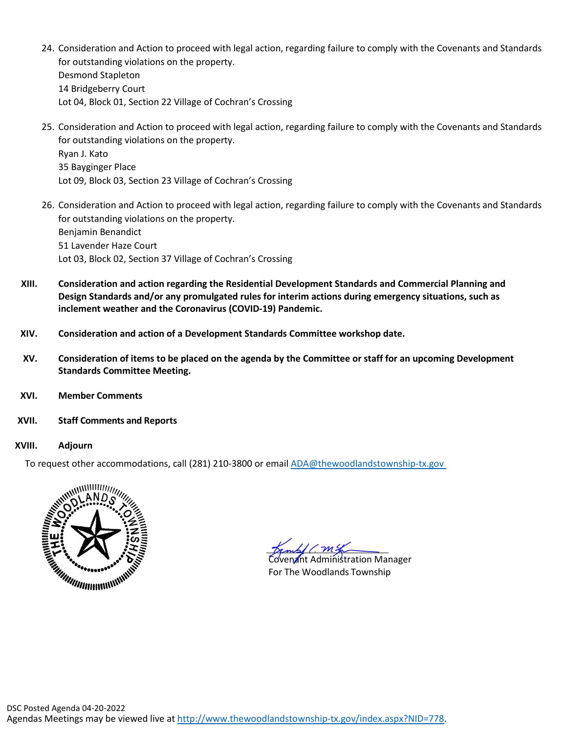24. Consideration and Action to proceed with legal action, regarding failure to comply with the Covenants and Standards for outstanding violations on the property.
    Desmond Stapleton
    14 Bridgeberry Court
    Lot 04, Block 01, Section 22 Village of Cochran's Crossing

25. Consideration and Action to proceed with legal action, regarding failure to comply with the Covenants and Standards for outstanding violations on the property.
    Ryan J. Kato
    35 Bayginger Place
    Lot 09, Block 03, Section 23 Village of Cochran's Crossing

26. Consideration and Action to proceed with legal action, regarding failure to comply with the Covenants and Standards for outstanding violations on the property.
    Benjamin Benandict
    51 Lavender Haze Court
    Lot 03, Block 02, Section 37 Village of Cochran's Crossing

**XIII. Consideration and action regarding the Residential Development Standards and Commercial Planning and Design Standards and/or any promulgated rules for interim actions during emergency situations, such as inclement weather and the Coronavirus (COVID-19) Pandemic.**

**XIV. Consideration and action of a Development Standards Committee workshop date.**

**XV. Consideration of items to be placed on the agenda by the Committee or staff for an upcoming Development Standards Committee Meeting.**

**XVI. Member Comments**

**XVII. Staff Comments and Reports**

**XVIII. Adjourn**

To request other accommodations, call (281) 210-3800 or email ADA@thewoodlandstownship-tx.gov

Covenant Administration Manager
For The Woodlands Township

DSC Posted Agenda 04-20-2022
Agendas Meetings may be viewed live at http://www.thewoodlandstownship-tx.gov/index.aspx?NID=778.